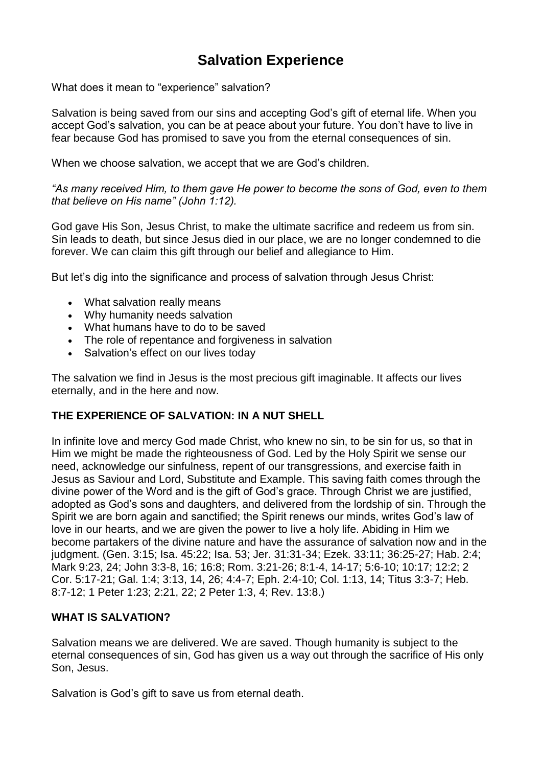# Salvation Experience

What does it mean to "experience" salvation?

Salvation is being saved from our sins and accepting God's gift of eternal life. When you accept God's salvation, you can be at peace about your future. You don't have to live in fear because God has promised to save you from the eternal consequences of sin.

When we choose salvation, we accept that we are God's children.

*"As many received Him, to them gave He power to become the sons of God, even to them that believe on His name" (John 1:12).*

God gave His Son, Jesus Christ, to make the ultimate sacrifice and redeem us from sin. Sin leads to death, but since Jesus died in our place, we are no longer condemned to die forever. We can claim this gift through our belief and allegiance to Him.

But let's dig into the significance and process of salvation through Jesus Christ:

- What salvation really means
- Why humanity needs salvation
- What humans have to do to be saved
- The role of repentance and forgiveness in salvation
- Salvation's effect on our lives today

The salvation we find in Jesus is the most precious gift imaginable. It affects our lives eternally, and in the here and now.

**THE EXPERIENCE OF SALVATION: IN A NUT SHELL**

In infinite love and mercy God made Christ, who knew no sin, to be sin for us, so that in Him we might be made the righteousness of God. Led by the Holy Spirit we sense our need, acknowledge our sinfulness, repent of our transgressions, and exercise faith in Jesus as Saviour and Lord, Substitute and Example. This saving faith comes through the divine power of the Word and is the gift of God's grace. Through Christ we are justified, adopted as God's sons and daughters, and delivered from the lordship of sin. Through the Spirit we are born again and sanctified; the Spirit renews our minds, writes God's law of love in our hearts, and we are given the power to live a holy life. Abiding in Him we become partakers of the divine nature and have the assurance of salvation now and in the judgment. (Gen. 3:15; Isa. 45:22; Isa. 53; Jer. 31:31-34; Ezek. 33:11; 36:25-27; Hab. 2:4; Mark 9:23, 24; John 3:3-8, 16; 16:8; Rom. 3:21-26; 8:1-4, 14-17; 5:6-10; 10:17; 12:2; 2 Cor. 5:17-21; Gal. 1:4; 3:13, 14, 26; 4:4-7; Eph. 2:4-10; Col. 1:13, 14; Titus 3:3-7; Heb. 8:7-12; 1 Peter 1:23; 2:21, 22; 2 Peter 1:3, 4; Rev. 13:8.)

**WHAT IS SALVATION?**

Salvation means we are delivered. We are saved. Though humanity is subject to the eternal consequences of sin, God has given us a way out through the sacrifice of His only Son, Jesus.

Salvation is God's gift to save us from eternal death.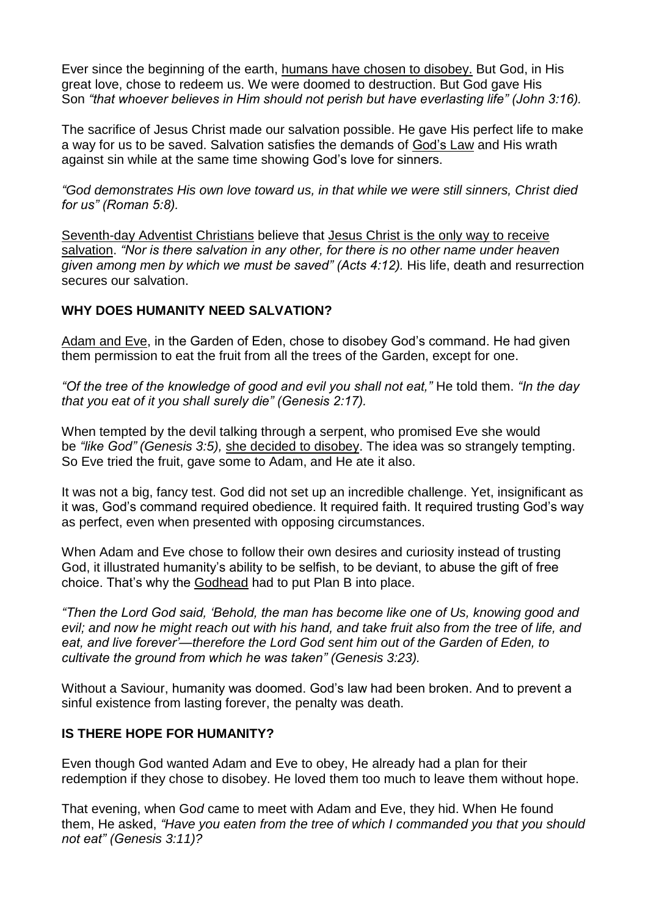Ever since the beginning of the earth, humans have chosen to disobey. But God, in His great love, chose to redeem us. We were doomed to destruction. But God gave His Son *"that whoever believes in Him should not perish but have everlasting life" (John 3:16).*

The sacrifice of Jesus Christ made our salvation possible. He gave His perfect life to make a way for us to be saved. Salvation satisfies the demands of God's Law and His wrath against sin while at the same time showing God's love for sinners.

*"God demonstrates His own love toward us, in that while we were still sinners, Christ died for us" (Roman 5:8).*

Seventh-day Adventist Christians believe that Jesus Christ is the only way to receive salvation. *"Nor is there salvation in any other, for there is no other name under heaven given among men by which we must be saved" (Acts 4:12).* His life, death and resurrection secures our salvation.

**WHY DOES HUMANITY NEED SALVATION?**

Adam and Eve, in the Garden of Eden, chose to disobey God's command. He had given them permission to eat the fruit from all the trees of the Garden, except for one.

*"Of the tree of the knowledge of good and evil you shall not eat,"* He told them. *"In the day that you eat of it you shall surely die" (Genesis 2:17).*

When tempted by the devil talking through a serpent, who promised Eve she would be *"like God" (Genesis 3:5),* she decided to disobey. The idea was so strangely tempting. So Eve tried the fruit, gave some to Adam, and He ate it also.

It was not a big, fancy test. God did not set up an incredible challenge. Yet, insignificant as it was, God's command required obedience. It required faith. It required trusting God's way as perfect, even when presented with opposing circumstances.

When Adam and Eve chose to follow their own desires and curiosity instead of trusting God, it illustrated humanity's ability to be selfish, to be deviant, to abuse the gift of free choice. That's why the Godhead had to put Plan B into place.

*"Then the Lord God said, 'Behold, the man has become like one of Us, knowing good and evil; and now he might reach out with his hand, and take fruit also from the tree of life, and eat, and live forever'—therefore the Lord God sent him out of the Garden of Eden, to cultivate the ground from which he was taken" (Genesis 3:23).*

Without a Saviour, humanity was doomed. God's law had been broken. And to prevent a sinful existence from lasting forever, the penalty was death.

**IS THERE HOPE FOR HUMANITY?**

Even though God wanted Adam and Eve to obey, He already had a plan for their redemption if they chose to disobey. He loved them too much to leave them without hope.

That evening, when God came to meet with Adam and Eve, they hid. When He found them, He asked, *"Have you eaten from the tree of which I commanded you that you should not eat" (Genesis 3:11)?*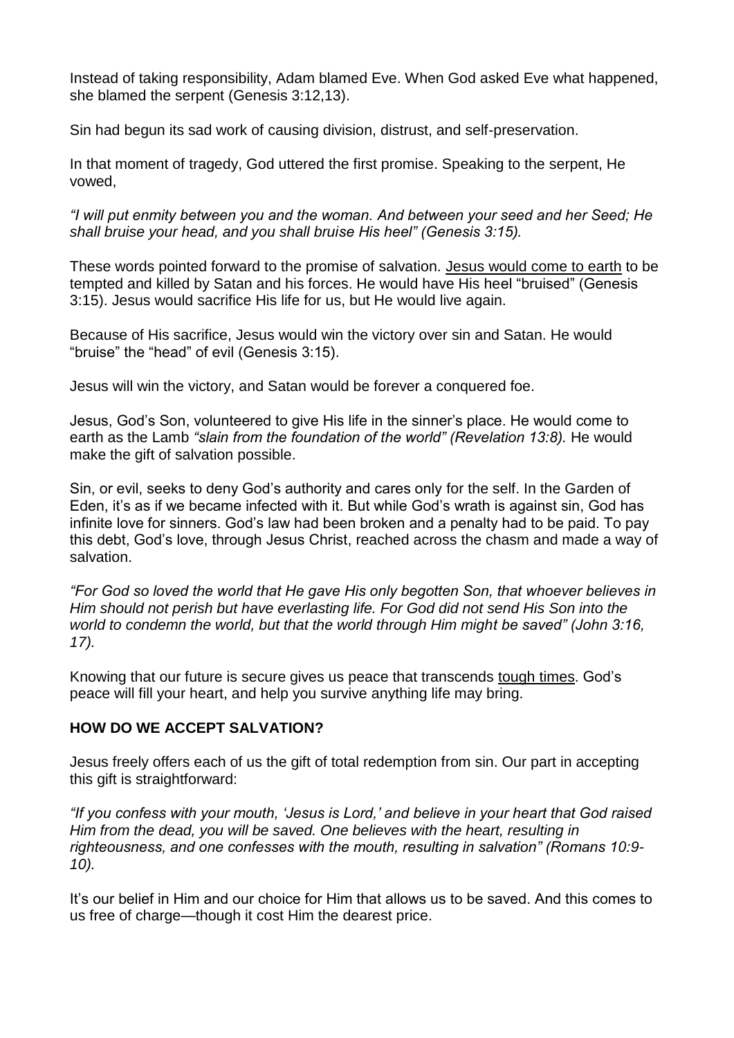Instead of taking responsibility, Adam blamed Eve. When God asked Eve what happened, she blamed the serpent (Genesis 3:12,13).

Sin had begun its sad work of causing division, distrust, and self-preservation.

In that moment of tragedy, God uttered the first promise. Speaking to the serpent, He vowed,

*"I will put enmity between you and the woman. And between your seed and her Seed; He shall bruise your head, and you shall bruise His heel" (Genesis 3:15).*

These words pointed forward to the promise of salvation. Jesus would come to earth to be tempted and killed by Satan and his forces. He would have His heel "bruised" (Genesis 3:15). Jesus would sacrifice His life for us, but He would live again.

Because of His sacrifice, Jesus would win the victory over sin and Satan. He would "bruise" the "head" of evil (Genesis 3:15).

Jesus will win the victory, and Satan would be forever a conquered foe.

Jesus, God's Son, volunteered to give His life in the sinner's place. He would come to earth as the Lamb *"slain from the foundation of the world" (Revelation 13:8).* He would make the gift of salvation possible.

Sin, or evil, seeks to deny God's authority and cares only for the self. In the Garden of Eden, it's as if we became infected with it. But while God's wrath is against sin, God has infinite love for sinners. God's law had been broken and a penalty had to be paid. To pay this debt, God's love, through Jesus Christ, reached across the chasm and made a way of salvation.

*"For God so loved the world that He gave His only begotten Son, that whoever believes in Him should not perish but have everlasting life. For God did not send His Son into the world to condemn the world, but that the world through Him might be saved" (John 3:16, 17).*

Knowing that our future is secure gives us peace that transcends tough times. God's peace will fill your heart, and help you survive anything life may bring.

**HOW DO WE ACCEPT SALVATION?**

Jesus freely offers each of us the gift of total redemption from sin. Our part in accepting this gift is straightforward:

*"If you confess with your mouth, 'Jesus is Lord,' and believe in your heart that God raised Him from the dead, you will be saved. One believes with the heart, resulting in righteousness, and one confesses with the mouth, resulting in salvation" (Romans 10:9-10).*

It's our belief in Him and our choice for Him that allows us to be saved. And this comes to us free of charge—though it cost Him the dearest price.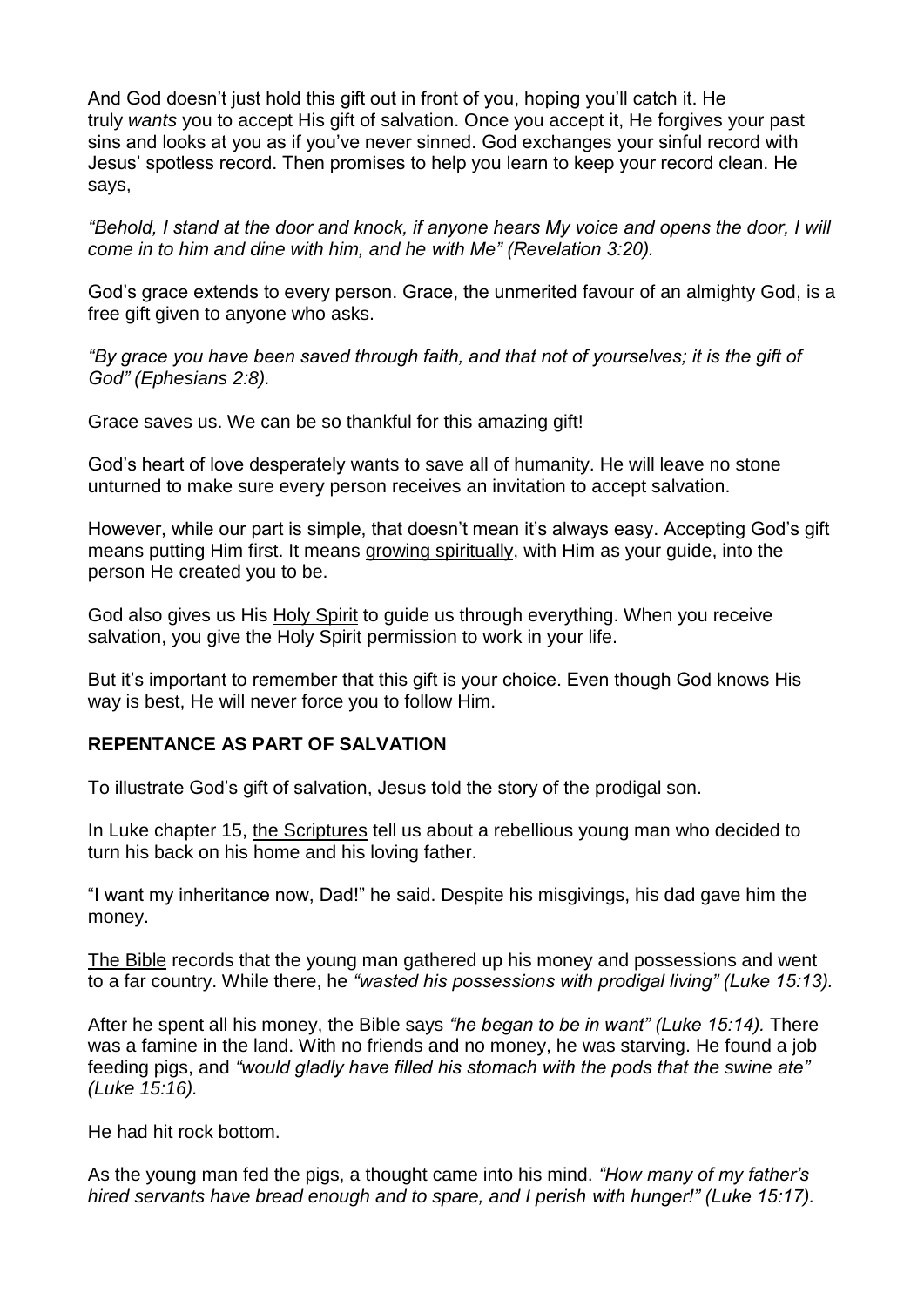And God doesn't just hold this gift out in front of you, hoping you'll catch it. He truly *wants* you to accept His gift of salvation. Once you accept it, He forgives your past sins and looks at you as if you've never sinned. God exchanges your sinful record with Jesus' spotless record. Then promises to help you learn to keep your record clean. He says,

*"Behold, I stand at the door and knock, if anyone hears My voice and opens the door, I will come in to him and dine with him, and he with Me" (Revelation 3:20).*

God's grace extends to every person. Grace, the unmerited favour of an almighty God, is a free gift given to anyone who asks.

*"By grace you have been saved through faith, and that not of yourselves; it is the gift of God" (Ephesians 2:8).*

Grace saves us. We can be so thankful for this amazing gift!

God's heart of love desperately wants to save all of humanity. He will leave no stone unturned to make sure every person receives an invitation to accept salvation.

However, while our part is simple, that doesn't mean it's always easy. Accepting God's gift means putting Him first. It means growing spiritually, with Him as your guide, into the person He created you to be.

God also gives us His Holy Spirit to guide us through everything. When you receive salvation, you give the Holy Spirit permission to work in your life.

But it's important to remember that this gift is your choice. Even though God knows His way is best, He will never force you to follow Him.

## REPENTANCE AS PART OF SALVATION

To illustrate God's gift of salvation, Jesus told the story of the prodigal son.

In Luke chapter 15, the Scriptures tell us about a rebellious young man who decided to turn his back on his home and his loving father.

"I want my inheritance now, Dad!" he said. Despite his misgivings, his dad gave him the money.

The Bible records that the young man gathered up his money and possessions and went to a far country. While there, he *"wasted his possessions with prodigal living" (Luke 15:13).*

After he spent all his money, the Bible says *"he began to be in want" (Luke 15:14).* There was a famine in the land. With no friends and no money, he was starving. He found a job feeding pigs, and *"would gladly have filled his stomach with the pods that the swine ate" (Luke 15:16).*

He had hit rock bottom.

As the young man fed the pigs, a thought came into his mind. *"How many of my father's hired servants have bread enough and to spare, and I perish with hunger!" (Luke 15:17).*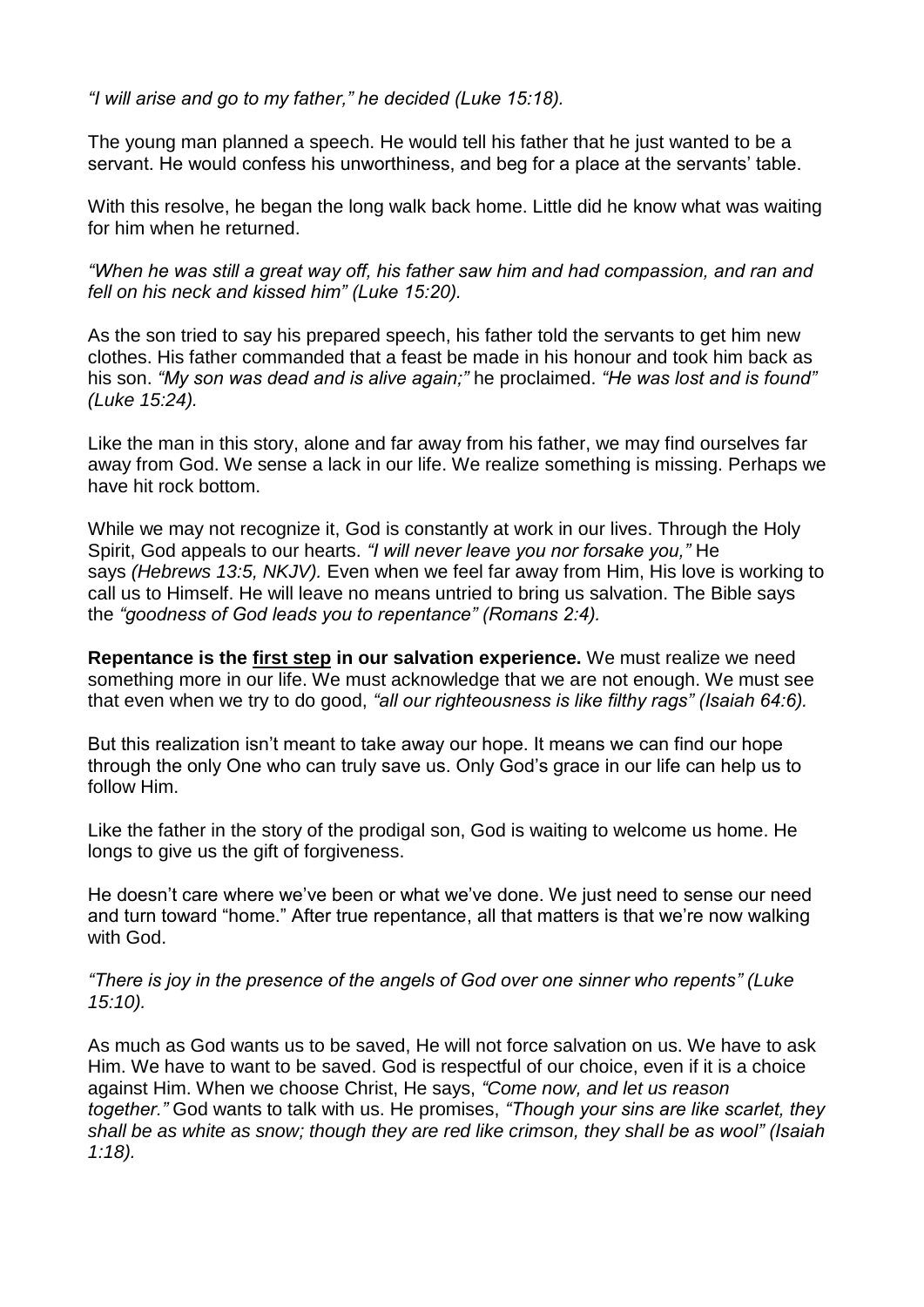*"I will arise and go to my father," he decided (Luke 15:18).*

The young man planned a speech. He would tell his father that he just wanted to be a servant. He would confess his unworthiness, and beg for a place at the servants' table.

With this resolve, he began the long walk back home. Little did he know what was waiting for him when he returned.

*"When he was still a great way off, his father saw him and had compassion, and ran and fell on his neck and kissed him" (Luke 15:20).*

As the son tried to say his prepared speech, his father told the servants to get him new clothes. His father commanded that a feast be made in his honour and took him back as his son. *"My son was dead and is alive again;"* he proclaimed. *"He was lost and is found" (Luke 15:24).*

Like the man in this story, alone and far away from his father, we may find ourselves far away from God. We sense a lack in our life. We realize something is missing. Perhaps we have hit rock bottom.

While we may not recognize it, God is constantly at work in our lives. Through the Holy Spirit, God appeals to our hearts. *"I will never leave you nor forsake you,"* He says *(Hebrews 13:5, NKJV).* Even when we feel far away from Him, His love is working to call us to Himself. He will leave no means untried to bring us salvation. The Bible says the *"goodness of God leads you to repentance" (Romans 2:4).*

**Repentance is the <u>first step</u> in our salvation experience.** We must realize we need something more in our life. We must acknowledge that we are not enough. We must see that even when we try to do good, *"all our righteousness is like filthy rags" (Isaiah 64:6).*

But this realization isn't meant to take away our hope. It means we can find our hope through the only One who can truly save us. Only God's grace in our life can help us to follow Him.

Like the father in the story of the prodigal son, God is waiting to welcome us home. He longs to give us the gift of forgiveness.

He doesn't care where we've been or what we've done. We just need to sense our need and turn toward "home." After true repentance, all that matters is that we're now walking with God.

*"There is joy in the presence of the angels of God over one sinner who repents" (Luke 15:10).*

As much as God wants us to be saved, He will not force salvation on us. We have to ask Him. We have to want to be saved. God is respectful of our choice, even if it is a choice against Him. When we choose Christ, He says, *"Come now, and let us reason together."* God wants to talk with us. He promises, *"Though your sins are like scarlet, they shall be as white as snow; though they are red like crimson, they shall be as wool" (Isaiah 1:18).*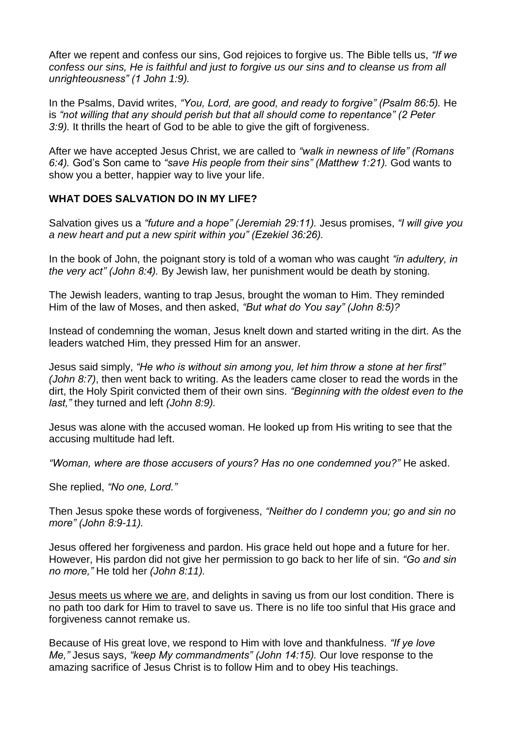After we repent and confess our sins, God rejoices to forgive us. The Bible tells us, *"If we confess our sins, He is faithful and just to forgive us our sins and to cleanse us from all unrighteousness" (1 John 1:9).*

In the Psalms, David writes, *"You, Lord, are good, and ready to forgive" (Psalm 86:5).* He is *"not willing that any should perish but that all should come to repentance" (2 Peter 3:9).* It thrills the heart of God to be able to give the gift of forgiveness.

After we have accepted Jesus Christ, we are called to *"walk in newness of life" (Romans 6:4).* God's Son came to *"save His people from their sins" (Matthew 1:21).* God wants to show you a better, happier way to live your life.

**WHAT DOES SALVATION DO IN MY LIFE?**

Salvation gives us a *"future and a hope" (Jeremiah 29:11).* Jesus promises, *"I will give you a new heart and put a new spirit within you" (Ezekiel 36:26).*

In the book of John, the poignant story is told of a woman who was caught *"in adultery, in the very act" (John 8:4).* By Jewish law, her punishment would be death by stoning.

The Jewish leaders, wanting to trap Jesus, brought the woman to Him. They reminded Him of the law of Moses, and then asked, *"But what do You say" (John 8:5)?*

Instead of condemning the woman, Jesus knelt down and started writing in the dirt. As the leaders watched Him, they pressed Him for an answer.

Jesus said simply, *"He who is without sin among you, let him throw a stone at her first" (John 8:7)*, then went back to writing. As the leaders came closer to read the words in the dirt, the Holy Spirit convicted them of their own sins. *"Beginning with the oldest even to the last,"* they turned and left *(John 8:9).*

Jesus was alone with the accused woman. He looked up from His writing to see that the accusing multitude had left.

*"Woman, where are those accusers of yours? Has no one condemned you?"* He asked.

She replied, *"No one, Lord."*

Then Jesus spoke these words of forgiveness, *"Neither do I condemn you; go and sin no more" (John 8:9-11).*

Jesus offered her forgiveness and pardon. His grace held out hope and a future for her. However, His pardon did not give her permission to go back to her life of sin. *"Go and sin no more,"* He told her *(John 8:11).*

Jesus meets us where we are, and delights in saving us from our lost condition. There is no path too dark for Him to travel to save us. There is no life too sinful that His grace and forgiveness cannot remake us.

Because of His great love, we respond to Him with love and thankfulness. *"If ye love Me,"* Jesus says, *"keep My commandments" (John 14:15).* Our love response to the amazing sacrifice of Jesus Christ is to follow Him and to obey His teachings.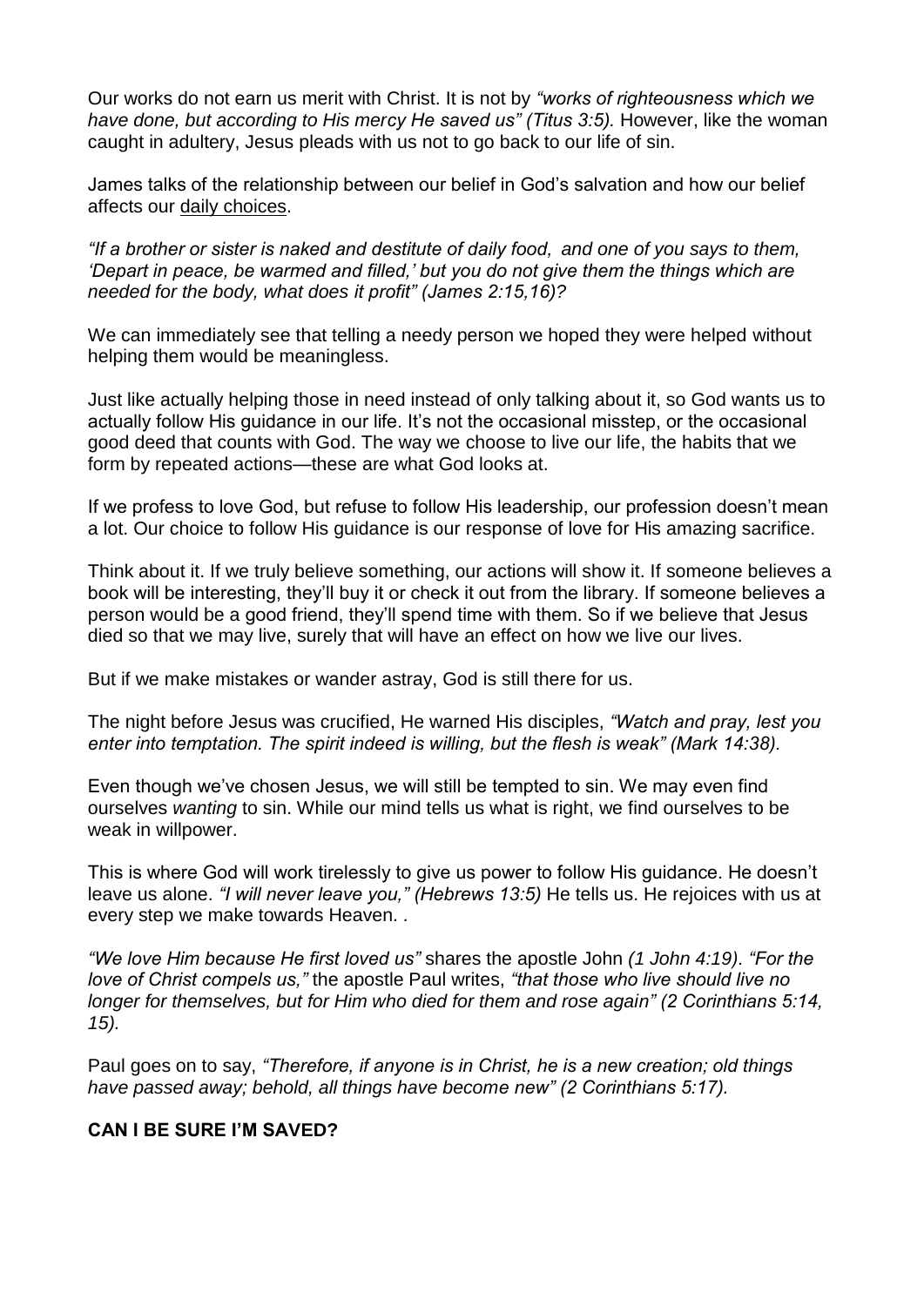Our works do not earn us merit with Christ. It is not by *"works of righteousness which we have done, but according to His mercy He saved us" (Titus 3:5).* However, like the woman caught in adultery, Jesus pleads with us not to go back to our life of sin.

James talks of the relationship between our belief in God's salvation and how our belief affects our daily choices.

*"If a brother or sister is naked and destitute of daily food, and one of you says to them, 'Depart in peace, be warmed and filled,' but you do not give them the things which are needed for the body, what does it profit" (James 2:15,16)?*

We can immediately see that telling a needy person we hoped they were helped without helping them would be meaningless.

Just like actually helping those in need instead of only talking about it, so God wants us to actually follow His guidance in our life. It's not the occasional misstep, or the occasional good deed that counts with God. The way we choose to live our life, the habits that we form by repeated actions—these are what God looks at.

If we profess to love God, but refuse to follow His leadership, our profession doesn't mean a lot. Our choice to follow His guidance is our response of love for His amazing sacrifice.

Think about it. If we truly believe something, our actions will show it. If someone believes a book will be interesting, they'll buy it or check it out from the library. If someone believes a person would be a good friend, they'll spend time with them. So if we believe that Jesus died so that we may live, surely that will have an effect on how we live our lives.

But if we make mistakes or wander astray, God is still there for us.

The night before Jesus was crucified, He warned His disciples, *"Watch and pray, lest you enter into temptation. The spirit indeed is willing, but the flesh is weak" (Mark 14:38).*

Even though we've chosen Jesus, we will still be tempted to sin. We may even find ourselves *wanting* to sin. While our mind tells us what is right, we find ourselves to be weak in willpower.

This is where God will work tirelessly to give us power to follow His guidance. He doesn't leave us alone. *"I will never leave you," (Hebrews 13:5)* He tells us. He rejoices with us at every step we make towards Heaven. .

*"We love Him because He first loved us"* shares the apostle John *(1 John 4:19)*. *"For the love of Christ compels us,"* the apostle Paul writes, *"that those who live should live no longer for themselves, but for Him who died for them and rose again" (2 Corinthians 5:14, 15).*

Paul goes on to say, *"Therefore, if anyone is in Christ, he is a new creation; old things have passed away; behold, all things have become new" (2 Corinthians 5:17).*

**CAN I BE SURE I'M SAVED?**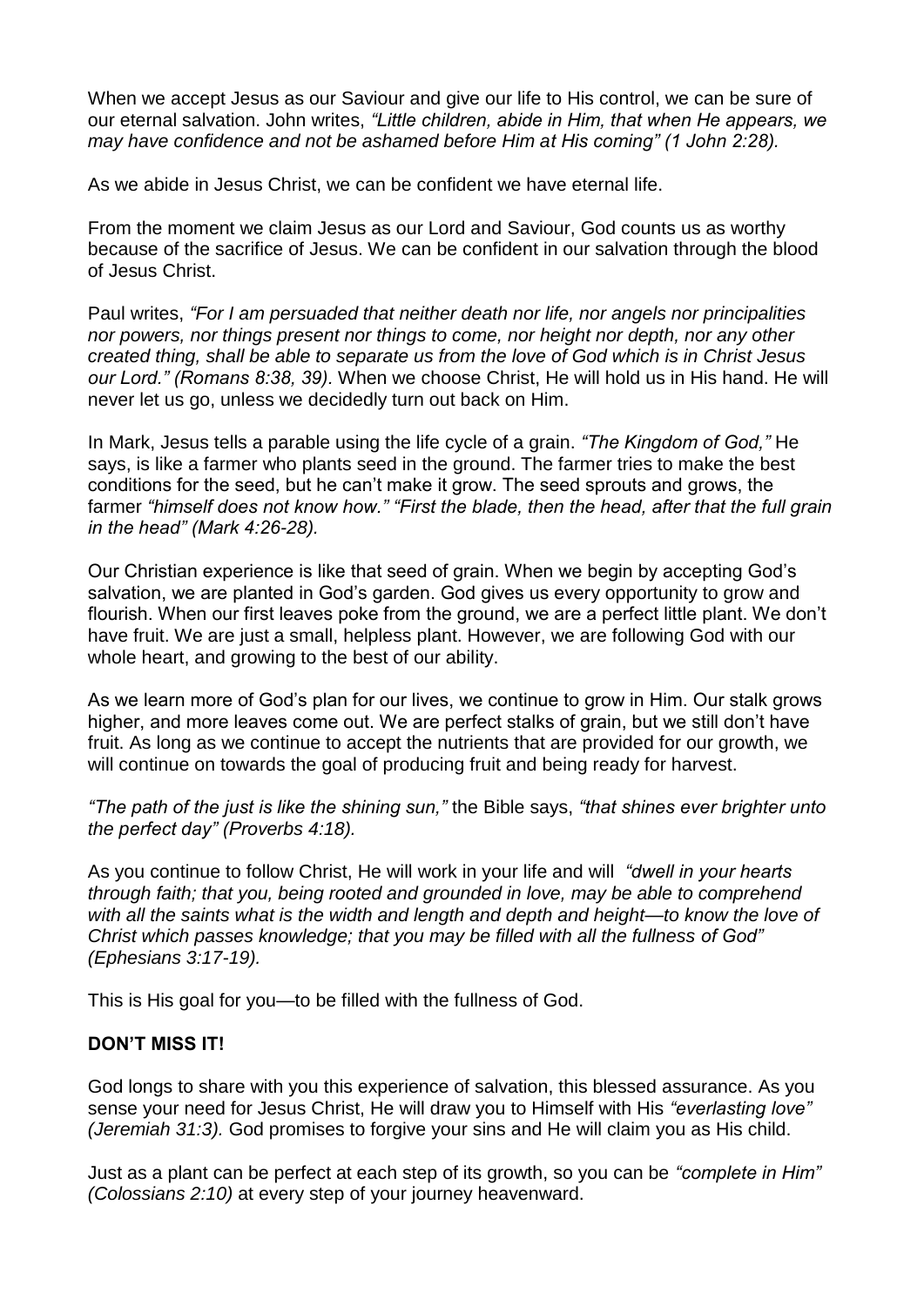When we accept Jesus as our Saviour and give our life to His control, we can be sure of our eternal salvation. John writes, *"Little children, abide in Him, that when He appears, we may have confidence and not be ashamed before Him at His coming" (1 John 2:28).*

As we abide in Jesus Christ, we can be confident we have eternal life.

From the moment we claim Jesus as our Lord and Saviour, God counts us as worthy because of the sacrifice of Jesus. We can be confident in our salvation through the blood of Jesus Christ.

Paul writes, *"For I am persuaded that neither death nor life, nor angels nor principalities nor powers, nor things present nor things to come, nor height nor depth, nor any other created thing, shall be able to separate us from the love of God which is in Christ Jesus our Lord." (Romans 8:38, 39).* When we choose Christ, He will hold us in His hand. He will never let us go, unless we decidedly turn out back on Him.

In Mark, Jesus tells a parable using the life cycle of a grain. *"The Kingdom of God,"* He says, is like a farmer who plants seed in the ground. The farmer tries to make the best conditions for the seed, but he can't make it grow. The seed sprouts and grows, the farmer *"himself does not know how." "First the blade, then the head, after that the full grain in the head" (Mark 4:26-28).*

Our Christian experience is like that seed of grain. When we begin by accepting God's salvation, we are planted in God's garden. God gives us every opportunity to grow and flourish. When our first leaves poke from the ground, we are a perfect little plant. We don't have fruit. We are just a small, helpless plant. However, we are following God with our whole heart, and growing to the best of our ability.

As we learn more of God's plan for our lives, we continue to grow in Him. Our stalk grows higher, and more leaves come out. We are perfect stalks of grain, but we still don't have fruit. As long as we continue to accept the nutrients that are provided for our growth, we will continue on towards the goal of producing fruit and being ready for harvest.

*"The path of the just is like the shining sun,"* the Bible says, *"that shines ever brighter unto the perfect day" (Proverbs 4:18).*

As you continue to follow Christ, He will work in your life and will *"dwell in your hearts through faith; that you, being rooted and grounded in love, may be able to comprehend with all the saints what is the width and length and depth and height—to know the love of Christ which passes knowledge; that you may be filled with all the fullness of God" (Ephesians 3:17-19).*

This is His goal for you—to be filled with the fullness of God.

**DON'T MISS IT!**

God longs to share with you this experience of salvation, this blessed assurance. As you sense your need for Jesus Christ, He will draw you to Himself with His *"everlasting love" (Jeremiah 31:3).* God promises to forgive your sins and He will claim you as His child.

Just as a plant can be perfect at each step of its growth, so you can be *"complete in Him" (Colossians 2:10)* at every step of your journey heavenward.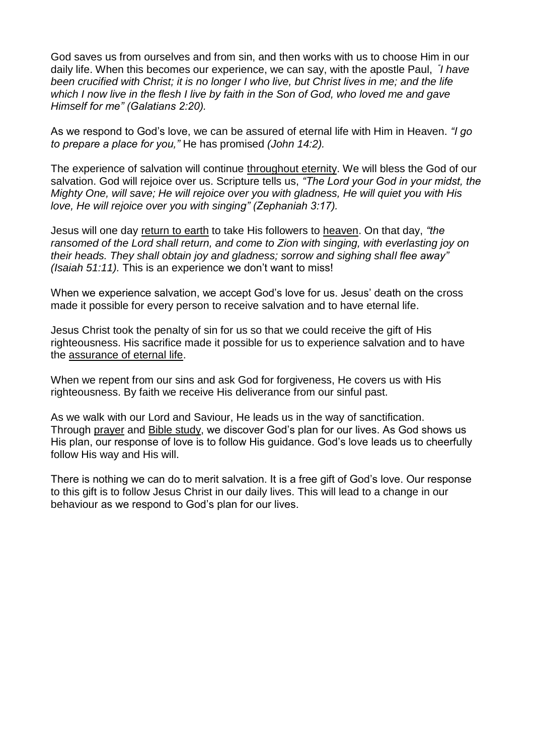God saves us from ourselves and from sin, and then works with us to choose Him in our daily life. When this becomes our experience, we can say, with the apostle Paul, *"I have been crucified with Christ; it is no longer I who live, but Christ lives in me; and the life which I now live in the flesh I live by faith in the Son of God, who loved me and gave Himself for me" (Galatians 2:20).*

As we respond to God's love, we can be assured of eternal life with Him in Heaven. *"I go to prepare a place for you,"* He has promised *(John 14:2).*

The experience of salvation will continue throughout eternity. We will bless the God of our salvation. God will rejoice over us. Scripture tells us, *"The Lord your God in your midst, the Mighty One, will save; He will rejoice over you with gladness, He will quiet you with His love, He will rejoice over you with singing" (Zephaniah 3:17).*

Jesus will one day return to earth to take His followers to heaven. On that day, *"the ransomed of the Lord shall return, and come to Zion with singing, with everlasting joy on their heads. They shall obtain joy and gladness; sorrow and sighing shall flee away" (Isaiah 51:11).* This is an experience we don't want to miss!

When we experience salvation, we accept God's love for us. Jesus' death on the cross made it possible for every person to receive salvation and to have eternal life.

Jesus Christ took the penalty of sin for us so that we could receive the gift of His righteousness. His sacrifice made it possible for us to experience salvation and to have the assurance of eternal life.

When we repent from our sins and ask God for forgiveness, He covers us with His righteousness. By faith we receive His deliverance from our sinful past.

As we walk with our Lord and Saviour, He leads us in the way of sanctification. Through prayer and Bible study, we discover God's plan for our lives. As God shows us His plan, our response of love is to follow His guidance. God's love leads us to cheerfully follow His way and His will.

There is nothing we can do to merit salvation. It is a free gift of God's love. Our response to this gift is to follow Jesus Christ in our daily lives. This will lead to a change in our behaviour as we respond to God's plan for our lives.